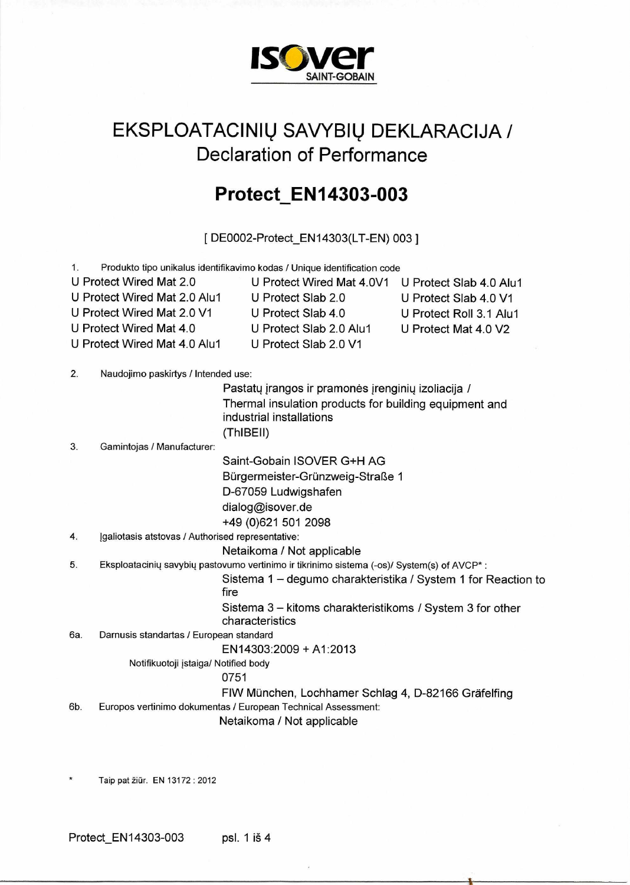ISOVER SAINT-GOBAIN

# EKSPLOATACINIŲ SAVYBIŲ DEKLARACIJA / Declaration of Performance

## Protect_EN14303-003

[ DE0002-Protect_EN14303(LT-EN) 003 ]

1. Produkto tipo unikalus identifikavimo kodas / Unique identification code

| | | |
|---|---|---|
| U Protect Wired Mat 2.0 | U Protect Wired Mat 4.0V1 | U Protect Slab 4.0 Alu1 |
| U Protect Wired Mat 2.0 Alu1 | U Protect Slab 2.0 | U Protect Slab 4.0 V1 |
| U Protect Wired Mat 2.0 V1 | U Protect Slab 4.0 | U Protect Roll 3.1 Alu1 |
| U Protect Wired Mat 4.0 | U Protect Slab 2.0 Alu1 | U Protect Mat 4.0 V2 |
| U Protect Wired Mat 4.0 Alu1 | U Protect Slab 2.0 V1 | |

2. Naudojimo paskirtys / Intended use:

   Pastatų įrangos ir pramonės įrenginių izoliacija / Thermal insulation products for building equipment and industrial installations (ThIBEII)

3. Gamintojas / Manufacturer:

   Saint-Gobain ISOVER G+H AG
   Bürgermeister-Grünzweig-Straße 1
   D-67059 Ludwigshafen
   dialog@isover.de
   +49 (0)621 501 2098

4. Įgaliotasis atstovas / Authorised representative:

   Netaikoma / Not applicable

5. Eksploatacinių savybių pastovumo vertinimo ir tikrinimo sistema (-os)/ System(s) of AVCP* :

   Sistema 1 – degumo charakteristika / System 1 for Reaction to fire

   Sistema 3 – kitoms charakteristikoms / System 3 for other characteristics

6a. Darnusis standartas / European standard

   EN14303:2009 + A1:2013

   Notifikuotoji įstaiga/ Notified body

   0751

   FIW München, Lochhamer Schlag 4, D-82166 Gräfelfing

6b. Europos vertinimo dokumentas / European Technical Assessment:

   Netaikoma / Not applicable

\* Taip pat žiūr. EN 13172 : 2012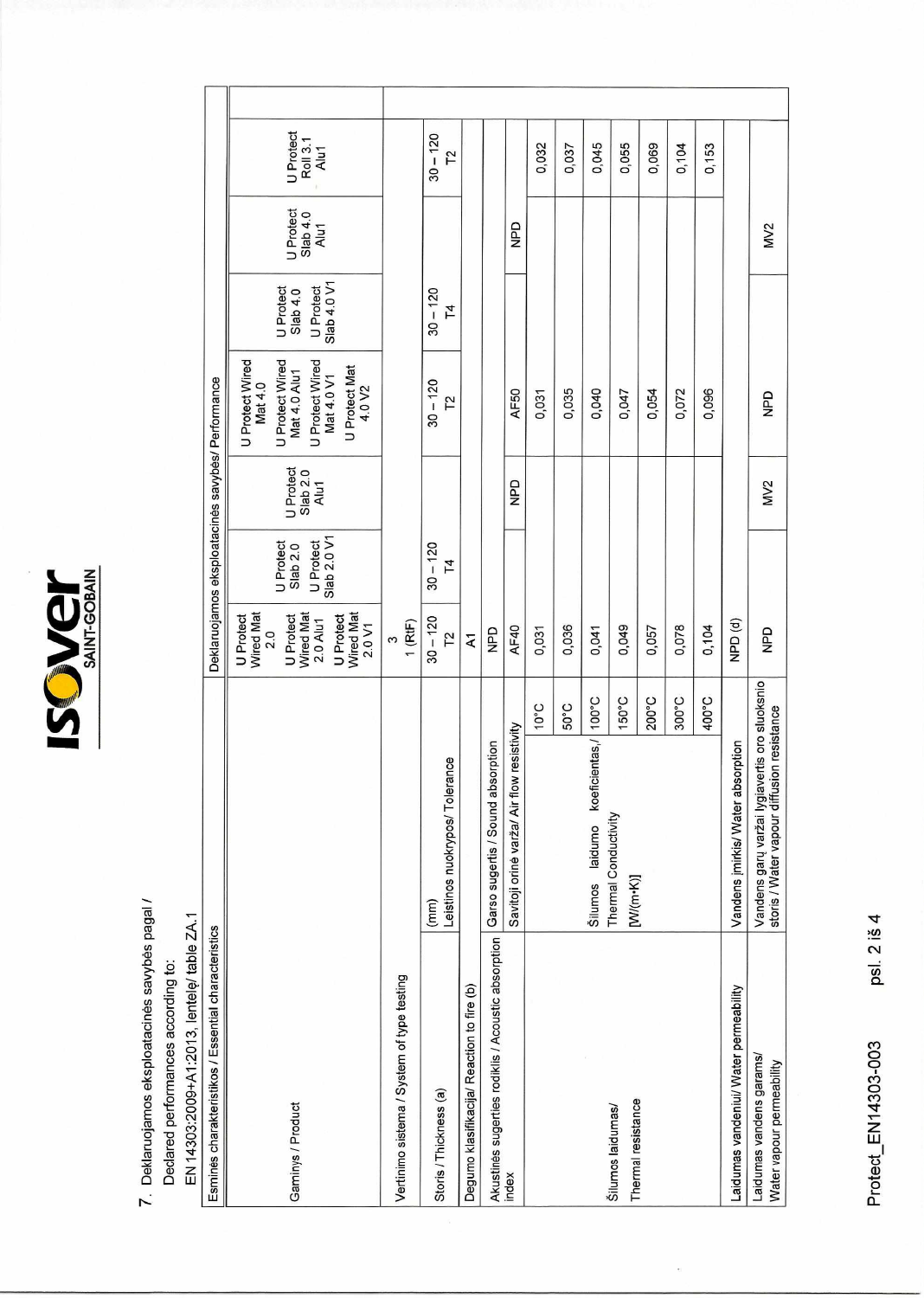7. Deklaruojamos eksploatacinės savybės pagal /
Declared performances according to:
EN 14303:2009+A1:2013, lentelę/ table ZA.1

| Esminės charakteristikos / Essential characteristics | | Deklaruojamos eksploatacinės savybės/ Performance | | | | | | |
|---|---|---|---|---|---|---|---|---|
| Gaminys / Product | | U Protect Wired Mat 2.0<br>U Protect Wired Mat 2.0 Alu1<br>U Protect Wired Mat 2.0 V1 | U Protect Slab 2.0<br>U Protect Slab 2.0 V1 | U Protect Slab 2.0 Alu1 | U Protect Wired Mat 4.0<br>U Protect Wired Mat 4.0 Alu1<br>U Protect Wired Mat 4.0 V1<br>U Protect Mat 4.0 V2 | U Protect Slab 4.0<br>U Protect Slab 4.0 V1 | U Protect Slab 4.0 Alu1 | U Protect Roll 3.1 Alu1 |
| Vertinimo sistema / System of type testing | | 3<br>1 (RtF) | | | | | | |
| Storis / Thickness (a) | (mm)<br>Leistinos nuokrypos/ Tolerance | 30 – 120<br>T2 | 30 – 120<br>T4 | | 30 – 120<br>T2 | 30 – 120<br>T4 | | 30 – 120<br>T2 |
| Degumo klasifikacija/ Reaction to fire (b) | | A1 | | | | | | |
| Akustinės sugerties rodiklis / Acoustic absorption index | Garso sugertis / Sound absorption | NPD | | | | | | |
| | Savitoji orinė varža/ Air flow resistivity | AF40 | | NPD | AF50 | | NPD | |
| Šilumos laidumas/ Thermal resistance | Šilumos laidumo koeficientas/ Thermal Conductivity [W/(m·K)] 10°C | 0,031 | | | 0,031 | | | 0,032 |
| | 50°C | 0,036 | | | 0,035 | | | 0,037 |
| | 100°C | 0,041 | | | 0,040 | | | 0,045 |
| | 150°C | 0,049 | | | 0,047 | | | 0,055 |
| | 200°C | 0,057 | | | 0,054 | | | 0,069 |
| | 300°C | 0,078 | | | 0,072 | | | 0,104 |
| | 400°C | 0,104 | | | 0,096 | | | 0,153 |
| Laidumas vandeniui/ Water permeability | Vandens įmirkis/ Water absorption | NPD (d) | | | | | | |
| Laidumas vandens garams/ Water vapour permeability | Vandens garų varžai lygiavertis oro sluoksnio storis / Water vapour diffusion resistance | NPD | | MV2 | NPD | | MV2 | |

Protect_EN14303-003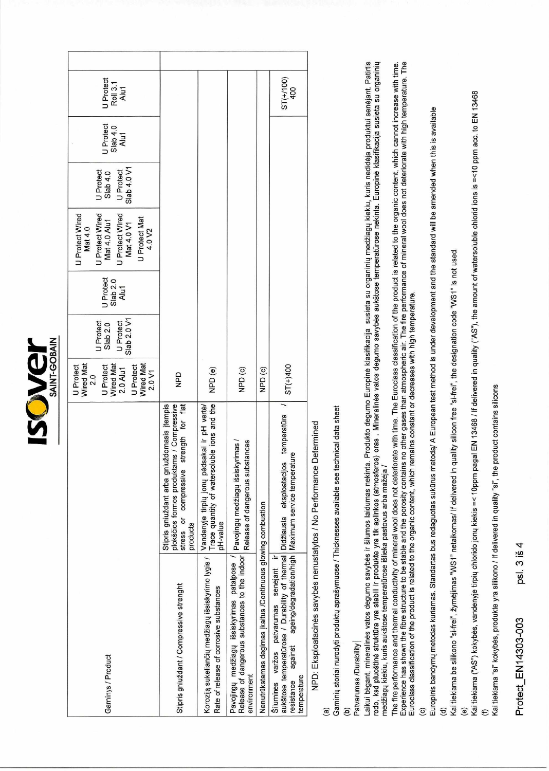| Gaminys / Product | | U Protect Wired Mat 2.0<br>U Protect Wired Mat 2.0 Alu1<br>U Protect Wired Mat 2.0 V1 | U Protect Slab 2.0<br>U Protect Slab 2.0 V1 | U Protect Slab 2.0 Alu1 | U Protect Wired Mat 4.0<br>U Protect Wired Mat 4.0 Alu1<br>U Protect Wired Mat 4.0 V1<br>U Protect Mat 4.0 V2 | U Protect Slab 4.0<br>U Protect Slab 4.0 V1 | U Protect Slab 4.0 Alu1 | U Protect Roll 3.1 Alu1 |
|---|---|---|---|---|---|---|---|---|
| Stipris gniuždant / Compressive strenght | Stipris gniuždant arba gniuždomasis įtempis plokščios formos produktams / Compressive stress or compressive strength for flat products | NPD | | | | | | |
| Koroziją sukeliančių medžiagų išsiskyrimo lygis / Rate of release of corrosive substances | Vandenyje tirpių jonų pėdsakai ir pH vertė/ Trace quantity of watersoluble ions and the pH-value | NPD (e) | | | | | | |
| Pavojingų medžiagų išsiskyrimas patalpose / Release of dangerous substances to the indoor environment | Pavojingų medžiagų išsiskyrimas / Release of dangerous substances | NPD (c) | | | | | | |
| Nenutrūkstamas degimas įkaitus /Continuous glowing combustion | | NPD (c) | | | | | | |
| Šiluminės varžos patvarumas senėjant ir aukštose temperatūrose / Durability of thermal resistance against ageing/degradation/high temperature | Didžiausia eksploatacijos temperatūra / Maximum service temperature | ST(+)400 | | | | | | ST(+/100) 400 |

NPD: Eksploatacinės savybės nenustatytos / No Performance Determined

(a)

Gaminių storiai nurodyti produktų aprašymuose / Thicknesses available see technical data sheet

(b)

Patvarumas /Durability

Laikui bėgant, mineralinės vatos degumo savybės ir šilumos laidumas nekinta. Produkto degumo Europinė klasifikacija susieta su organinių medžiagų kiekiu, kuris nedidėja produktui senėjant. Patirtis rodo, kad pluoštinė struktūra yra stabili ir produkte yra tik aplinkos (atmosferos) oras . Mineralinės vatos degumo savybės aukštose temperatūrose nekinta. Europinė klasifikacija susieta su organinių medžiagų kiekiu, kuris aukštose temperatūrose išlieka pastovus arba mažėja /

The fire performance and thermal conductivity of mineral wool does not deteriorate with time. The Euroclass classification of the product is related to the organic content, which cannot increase with time. Experience has shown the fibre structure to be stable and the porosity contains no other gases than atmospheric air. The fire performance of mineral wool does not deteriorate with high temperature. The Euroclass classification of the product is related to the organic content, which remains constant or decreases with high temperature.

(c)

Europinis bandymų metodas kuriamas. Standartas bus redaguotas sukūrus metodą/ A European test method is under development and the standard will be amended when this is available

(d)

Kai tiekiama be silikono "si-frei", žymėjimas "WS1" netaikomas/ If delivered in quality silicon free "si-frei", the designation code "WS1" is not used.

(e)

Kai tiekiama ("AS") kokybės, vandenyje tirpių chlorido jonų kiekis =< 10ppm pagal EN 13468 / If delivered in quality ("AS"), the amount of watersoluble chlorid ions is =<10 ppm acc. to EN 13468

(f)

Kai tiekiama "si" kokybės, produkte yra silikono / If delivered in quality "si", the product contains silicons

Protect_EN14303-003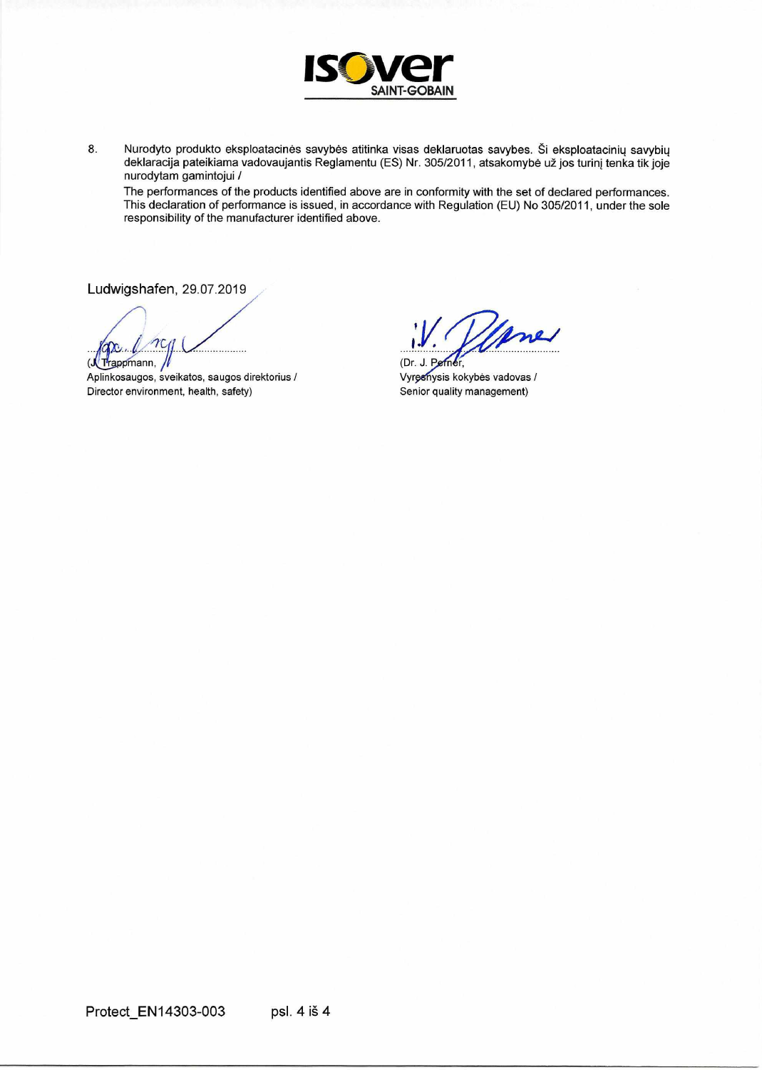8. Nurodyto produkto eksploatacinės savybės atitinka visas deklaruotas savybes. Ši eksploatacinių savybių deklaracija pateikiama vadovaujantis Reglamentu (ES) Nr. 305/2011, atsakomybė už jos turinį tenka tik joje nurodytam gamintojui /
   The performances of the products identified above are in conformity with the set of declared performances. This declaration of performance is issued, in accordance with Regulation (EU) No 305/2011, under the sole responsibility of the manufacturer identified above.

Ludwigshafen, 29.07.2019

(J. Trappmann,
Aplinkosaugos, sveikatos, saugos direktorius /
Director environment, health, safety)

i.V.
(Dr. J. Perner,
Vyresnysis kokybės vadovas /
Senior quality management)

Protect_EN14303-003